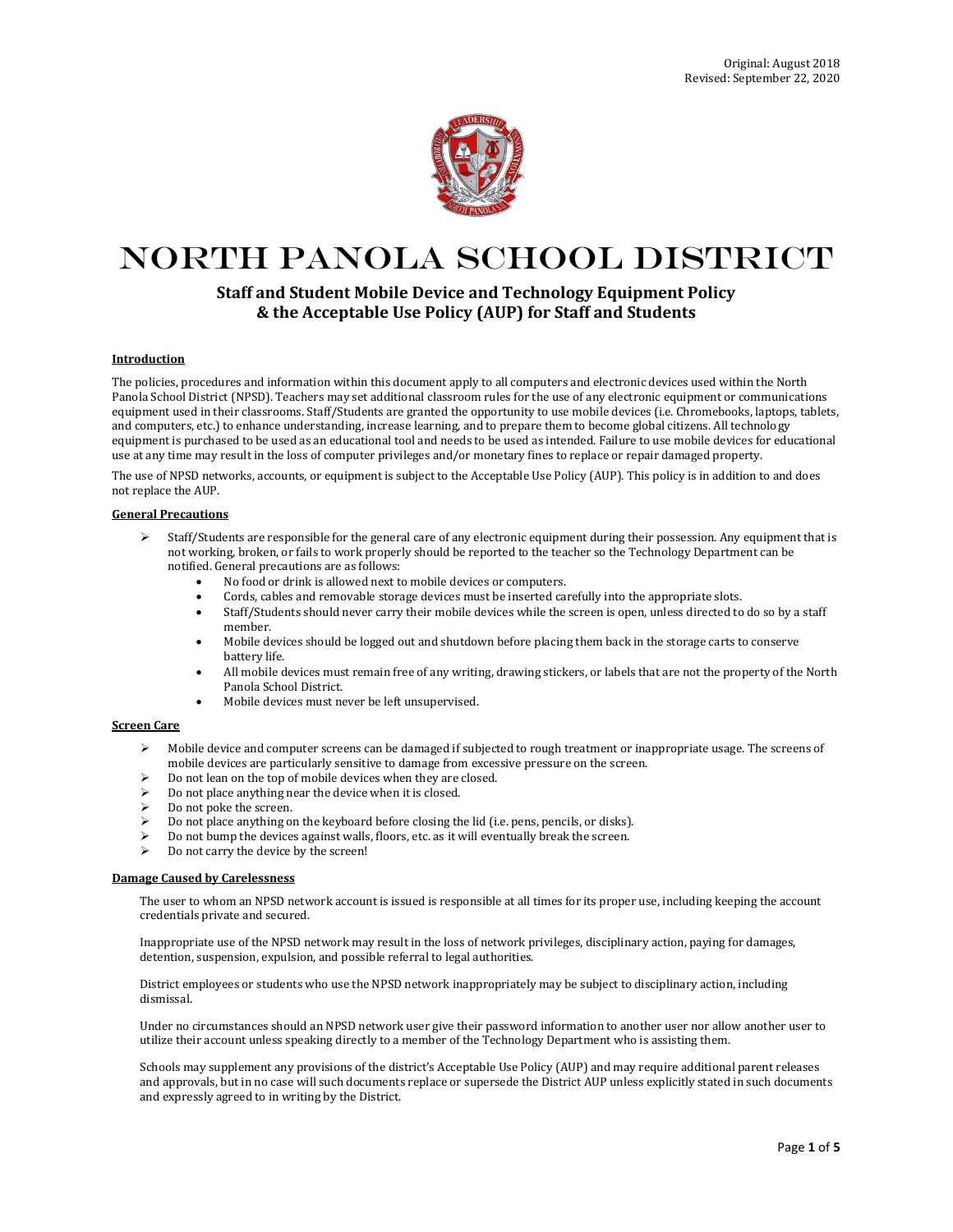Original: August 2018
Revised: September 22, 2020

# NORTH PANOLA SCHOOL DISTRICT

## Staff and Student Mobile Device and Technology Equipment Policy & the Acceptable Use Policy (AUP) for Staff and Students

### Introduction

The policies, procedures and information within this document apply to all computers and electronic devices used within the North Panola School District (NPSD). Teachers may set additional classroom rules for the use of any electronic equipment or communications equipment used in their classrooms. Staff/Students are granted the opportunity to use mobile devices (i.e. Chromebooks, laptops, tablets, and computers, etc.) to enhance understanding, increase learning, and to prepare them to become global citizens. All technology equipment is purchased to be used as an educational tool and needs to be used as intended. Failure to use mobile devices for educational use at any time may result in the loss of computer privileges and/or monetary fines to replace or repair damaged property.

The use of NPSD networks, accounts, or equipment is subject to the Acceptable Use Policy (AUP). This policy is in addition to and does not replace the AUP.

### General Precautions

- Staff/Students are responsible for the general care of any electronic equipment during their possession. Any equipment that is not working, broken, or fails to work properly should be reported to the teacher so the Technology Department can be notified. General precautions are as follows:
  - No food or drink is allowed next to mobile devices or computers.
  - Cords, cables and removable storage devices must be inserted carefully into the appropriate slots.
  - Staff/Students should never carry their mobile devices while the screen is open, unless directed to do so by a staff member.
  - Mobile devices should be logged out and shutdown before placing them back in the storage carts to conserve battery life.
  - All mobile devices must remain free of any writing, drawing stickers, or labels that are not the property of the North Panola School District.
  - Mobile devices must never be left unsupervised.

### Screen Care

- Mobile device and computer screens can be damaged if subjected to rough treatment or inappropriate usage. The screens of mobile devices are particularly sensitive to damage from excessive pressure on the screen.
- Do not lean on the top of mobile devices when they are closed.
- Do not place anything near the device when it is closed.
- Do not poke the screen.
- Do not place anything on the keyboard before closing the lid (i.e. pens, pencils, or disks).
- Do not bump the devices against walls, floors, etc. as it will eventually break the screen.
- Do not carry the device by the screen!

### Damage Caused by Carelessness

The user to whom an NPSD network account is issued is responsible at all times for its proper use, including keeping the account credentials private and secured.

Inappropriate use of the NPSD network may result in the loss of network privileges, disciplinary action, paying for damages, detention, suspension, expulsion, and possible referral to legal authorities.

District employees or students who use the NPSD network inappropriately may be subject to disciplinary action, including dismissal.

Under no circumstances should an NPSD network user give their password information to another user nor allow another user to utilize their account unless speaking directly to a member of the Technology Department who is assisting them.

Schools may supplement any provisions of the district's Acceptable Use Policy (AUP) and may require additional parent releases and approvals, but in no case will such documents replace or supersede the District AUP unless explicitly stated in such documents and expressly agreed to in writing by the District.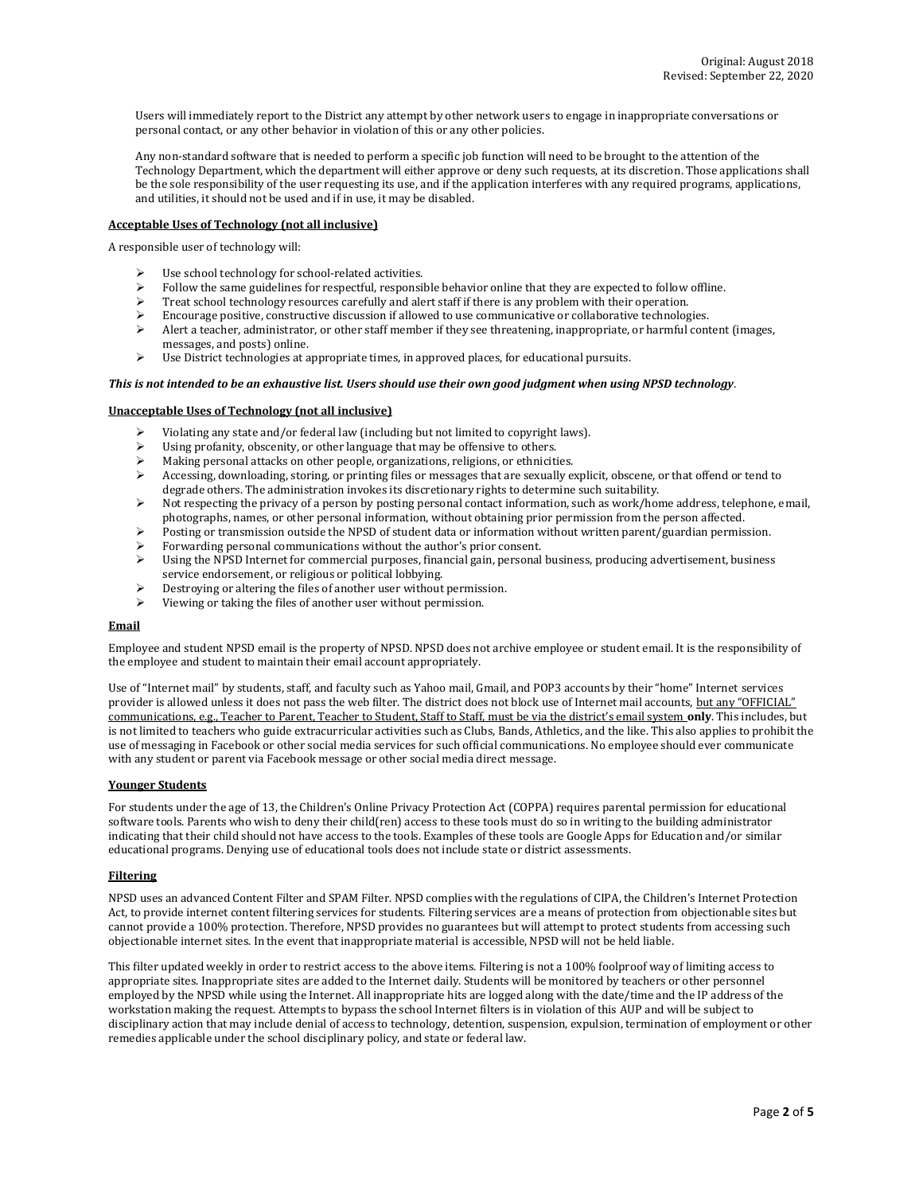Users will immediately report to the District any attempt by other network users to engage in inappropriate conversations or personal contact, or any other behavior in violation of this or any other policies.

Any non-standard software that is needed to perform a specific job function will need to be brought to the attention of the Technology Department, which the department will either approve or deny such requests, at its discretion. Those applications shall be the sole responsibility of the user requesting its use, and if the application interferes with any required programs, applications, and utilities, it should not be used and if in use, it may be disabled.

**Acceptable Uses of Technology (not all inclusive)**

A responsible user of technology will:

- Use school technology for school-related activities.
- Follow the same guidelines for respectful, responsible behavior online that they are expected to follow offline.
- Treat school technology resources carefully and alert staff if there is any problem with their operation.
- Encourage positive, constructive discussion if allowed to use communicative or collaborative technologies.
- Alert a teacher, administrator, or other staff member if they see threatening, inappropriate, or harmful content (images, messages, and posts) online.
- Use District technologies at appropriate times, in approved places, for educational pursuits.

***This is not intended to be an exhaustive list. Users should use their own good judgment when using NPSD technology***.

**Unacceptable Uses of Technology (not all inclusive)**

- Violating any state and/or federal law (including but not limited to copyright laws).
- Using profanity, obscenity, or other language that may be offensive to others.
- Making personal attacks on other people, organizations, religions, or ethnicities.
- Accessing, downloading, storing, or printing files or messages that are sexually explicit, obscene, or that offend or tend to degrade others. The administration invokes its discretionary rights to determine such suitability.
- Not respecting the privacy of a person by posting personal contact information, such as work/home address, telephone, email, photographs, names, or other personal information, without obtaining prior permission from the person affected.
- Posting or transmission outside the NPSD of student data or information without written parent/guardian permission.
- Forwarding personal communications without the author's prior consent.
- Using the NPSD Internet for commercial purposes, financial gain, personal business, producing advertisement, business service endorsement, or religious or political lobbying.
- Destroying or altering the files of another user without permission.
- Viewing or taking the files of another user without permission.

**Email**

Employee and student NPSD email is the property of NPSD. NPSD does not archive employee or student email. It is the responsibility of the employee and student to maintain their email account appropriately.

Use of "Internet mail" by students, staff, and faculty such as Yahoo mail, Gmail, and POP3 accounts by their "home" Internet services provider is allowed unless it does not pass the web filter. The district does not block use of Internet mail accounts, but any "OFFICIAL" communications, e.g., Teacher to Parent, Teacher to Student, Staff to Staff, must be via the district's email system **only**. This includes, but is not limited to teachers who guide extracurricular activities such as Clubs, Bands, Athletics, and the like. This also applies to prohibit the use of messaging in Facebook or other social media services for such official communications. No employee should ever communicate with any student or parent via Facebook message or other social media direct message.

**Younger Students**

For students under the age of 13, the Children's Online Privacy Protection Act (COPPA) requires parental permission for educational software tools. Parents who wish to deny their child(ren) access to these tools must do so in writing to the building administrator indicating that their child should not have access to the tools. Examples of these tools are Google Apps for Education and/or similar educational programs. Denying use of educational tools does not include state or district assessments.

**Filtering**

NPSD uses an advanced Content Filter and SPAM Filter. NPSD complies with the regulations of CIPA, the Children's Internet Protection Act, to provide internet content filtering services for students. Filtering services are a means of protection from objectionable sites but cannot provide a 100% protection. Therefore, NPSD provides no guarantees but will attempt to protect students from accessing such objectionable internet sites. In the event that inappropriate material is accessible, NPSD will not be held liable.

This filter updated weekly in order to restrict access to the above items. Filtering is not a 100% foolproof way of limiting access to appropriate sites. Inappropriate sites are added to the Internet daily. Students will be monitored by teachers or other personnel employed by the NPSD while using the Internet. All inappropriate hits are logged along with the date/time and the IP address of the workstation making the request. Attempts to bypass the school Internet filters is in violation of this AUP and will be subject to disciplinary action that may include denial of access to technology, detention, suspension, expulsion, termination of employment or other remedies applicable under the school disciplinary policy, and state or federal law.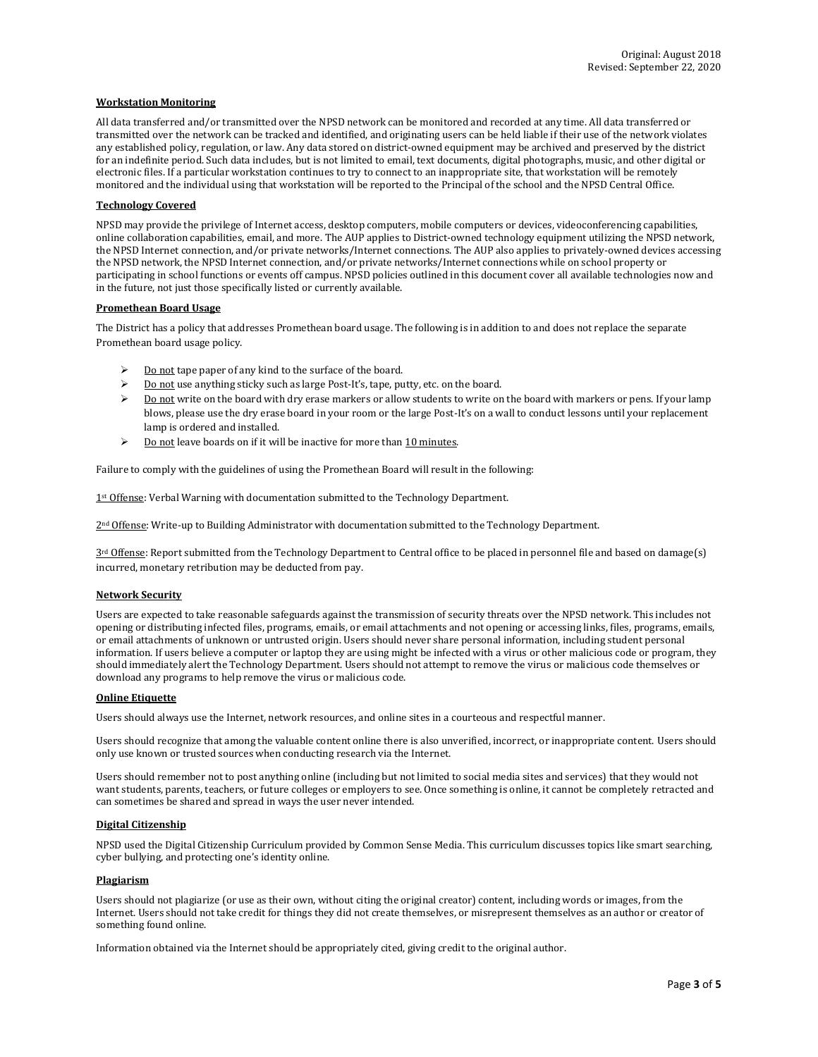Original: August 2018
Revised: September 22, 2020

### Workstation Monitoring

All data transferred and/or transmitted over the NPSD network can be monitored and recorded at any time. All data transferred or transmitted over the network can be tracked and identified, and originating users can be held liable if their use of the network violates any established policy, regulation, or law. Any data stored on district-owned equipment may be archived and preserved by the district for an indefinite period. Such data includes, but is not limited to email, text documents, digital photographs, music, and other digital or electronic files. If a particular workstation continues to try to connect to an inappropriate site, that workstation will be remotely monitored and the individual using that workstation will be reported to the Principal of the school and the NPSD Central Office.

### Technology Covered

NPSD may provide the privilege of Internet access, desktop computers, mobile computers or devices, videoconferencing capabilities, online collaboration capabilities, email, and more. The AUP applies to District-owned technology equipment utilizing the NPSD network, the NPSD Internet connection, and/or private networks/Internet connections. The AUP also applies to privately-owned devices accessing the NPSD network, the NPSD Internet connection, and/or private networks/Internet connections while on school property or participating in school functions or events off campus. NPSD policies outlined in this document cover all available technologies now and in the future, not just those specifically listed or currently available.

### Promethean Board Usage

The District has a policy that addresses Promethean board usage. The following is in addition to and does not replace the separate Promethean board usage policy.

- Do not tape paper of any kind to the surface of the board.
- Do not use anything sticky such as large Post-It's, tape, putty, etc. on the board.
- Do not write on the board with dry erase markers or allow students to write on the board with markers or pens. If your lamp blows, please use the dry erase board in your room or the large Post-It's on a wall to conduct lessons until your replacement lamp is ordered and installed.
- Do not leave boards on if it will be inactive for more than 10 minutes.

Failure to comply with the guidelines of using the Promethean Board will result in the following:

1st Offense: Verbal Warning with documentation submitted to the Technology Department.

2nd Offense: Write-up to Building Administrator with documentation submitted to the Technology Department.

3rd Offense: Report submitted from the Technology Department to Central office to be placed in personnel file and based on damage(s) incurred, monetary retribution may be deducted from pay.

### Network Security

Users are expected to take reasonable safeguards against the transmission of security threats over the NPSD network. This includes not opening or distributing infected files, programs, emails, or email attachments and not opening or accessing links, files, programs, emails, or email attachments of unknown or untrusted origin. Users should never share personal information, including student personal information. If users believe a computer or laptop they are using might be infected with a virus or other malicious code or program, they should immediately alert the Technology Department. Users should not attempt to remove the virus or malicious code themselves or download any programs to help remove the virus or malicious code.

### Online Etiquette

Users should always use the Internet, network resources, and online sites in a courteous and respectful manner.

Users should recognize that among the valuable content online there is also unverified, incorrect, or inappropriate content. Users should only use known or trusted sources when conducting research via the Internet.

Users should remember not to post anything online (including but not limited to social media sites and services) that they would not want students, parents, teachers, or future colleges or employers to see. Once something is online, it cannot be completely retracted and can sometimes be shared and spread in ways the user never intended.

### Digital Citizenship

NPSD used the Digital Citizenship Curriculum provided by Common Sense Media. This curriculum discusses topics like smart searching, cyber bullying, and protecting one's identity online.

### Plagiarism

Users should not plagiarize (or use as their own, without citing the original creator) content, including words or images, from the Internet. Users should not take credit for things they did not create themselves, or misrepresent themselves as an author or creator of something found online.

Information obtained via the Internet should be appropriately cited, giving credit to the original author.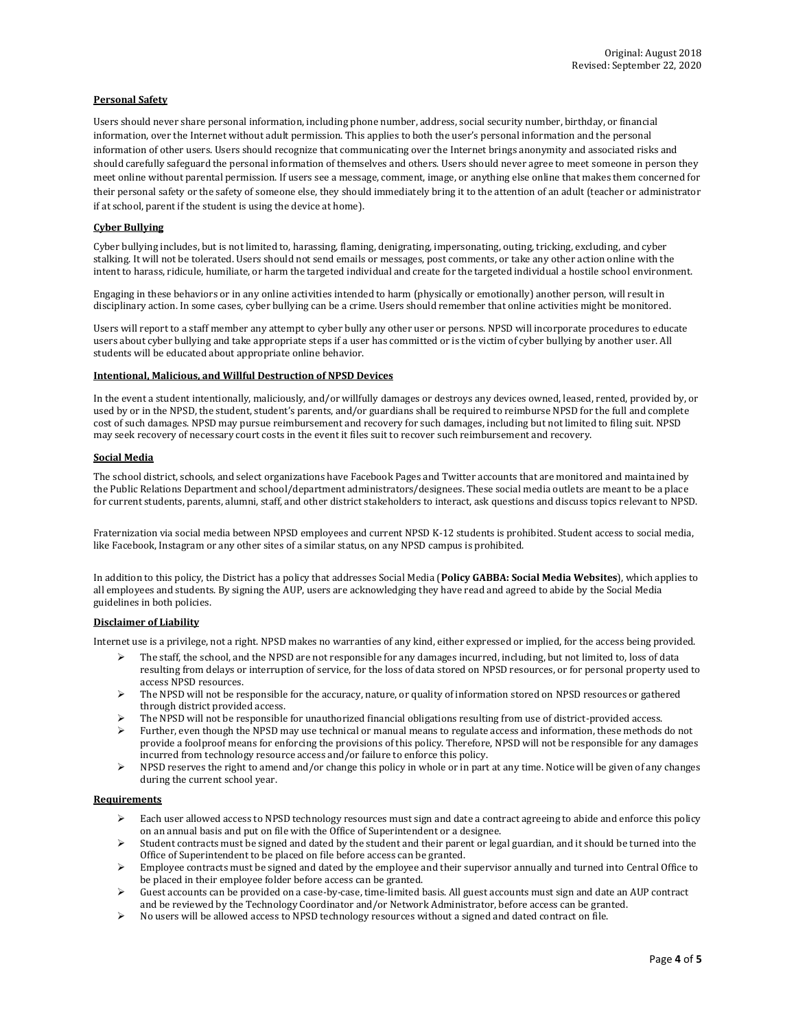Original: August 2018
Revised: September 22, 2020

**Personal Safety**

Users should never share personal information, including phone number, address, social security number, birthday, or financial information, over the Internet without adult permission. This applies to both the user's personal information and the personal information of other users. Users should recognize that communicating over the Internet brings anonymity and associated risks and should carefully safeguard the personal information of themselves and others. Users should never agree to meet someone in person they meet online without parental permission. If users see a message, comment, image, or anything else online that makes them concerned for their personal safety or the safety of someone else, they should immediately bring it to the attention of an adult (teacher or administrator if at school, parent if the student is using the device at home).

**Cyber Bullying**

Cyber bullying includes, but is not limited to, harassing, flaming, denigrating, impersonating, outing, tricking, excluding, and cyber stalking. It will not be tolerated. Users should not send emails or messages, post comments, or take any other action online with the intent to harass, ridicule, humiliate, or harm the targeted individual and create for the targeted individual a hostile school environment.

Engaging in these behaviors or in any online activities intended to harm (physically or emotionally) another person, will result in disciplinary action. In some cases, cyber bullying can be a crime. Users should remember that online activities might be monitored.

Users will report to a staff member any attempt to cyber bully any other user or persons. NPSD will incorporate procedures to educate users about cyber bullying and take appropriate steps if a user has committed or is the victim of cyber bullying by another user. All students will be educated about appropriate online behavior.

**Intentional, Malicious, and Willful Destruction of NPSD Devices**

In the event a student intentionally, maliciously, and/or willfully damages or destroys any devices owned, leased, rented, provided by, or used by or in the NPSD, the student, student's parents, and/or guardians shall be required to reimburse NPSD for the full and complete cost of such damages. NPSD may pursue reimbursement and recovery for such damages, including but not limited to filing suit. NPSD may seek recovery of necessary court costs in the event it files suit to recover such reimbursement and recovery.

**Social Media**

The school district, schools, and select organizations have Facebook Pages and Twitter accounts that are monitored and maintained by the Public Relations Department and school/department administrators/designees. These social media outlets are meant to be a place for current students, parents, alumni, staff, and other district stakeholders to interact, ask questions and discuss topics relevant to NPSD.

Fraternization via social media between NPSD employees and current NPSD K-12 students is prohibited. Student access to social media, like Facebook, Instagram or any other sites of a similar status, on any NPSD campus is prohibited.

In addition to this policy, the District has a policy that addresses Social Media (**Policy GABBA: Social Media Websites**), which applies to all employees and students. By signing the AUP, users are acknowledging they have read and agreed to abide by the Social Media guidelines in both policies.

**Disclaimer of Liability**

Internet use is a privilege, not a right. NPSD makes no warranties of any kind, either expressed or implied, for the access being provided.

- The staff, the school, and the NPSD are not responsible for any damages incurred, including, but not limited to, loss of data resulting from delays or interruption of service, for the loss of data stored on NPSD resources, or for personal property used to access NPSD resources.
- The NPSD will not be responsible for the accuracy, nature, or quality of information stored on NPSD resources or gathered through district provided access.
- The NPSD will not be responsible for unauthorized financial obligations resulting from use of district-provided access.
- Further, even though the NPSD may use technical or manual means to regulate access and information, these methods do not provide a foolproof means for enforcing the provisions of this policy. Therefore, NPSD will not be responsible for any damages incurred from technology resource access and/or failure to enforce this policy.
- NPSD reserves the right to amend and/or change this policy in whole or in part at any time. Notice will be given of any changes during the current school year.

**Requirements**

- Each user allowed access to NPSD technology resources must sign and date a contract agreeing to abide and enforce this policy on an annual basis and put on file with the Office of Superintendent or a designee.
- Student contracts must be signed and dated by the student and their parent or legal guardian, and it should be turned into the Office of Superintendent to be placed on file before access can be granted.
- Employee contracts must be signed and dated by the employee and their supervisor annually and turned into Central Office to be placed in their employee folder before access can be granted.
- Guest accounts can be provided on a case-by-case, time-limited basis. All guest accounts must sign and date an AUP contract and be reviewed by the Technology Coordinator and/or Network Administrator, before access can be granted.
- No users will be allowed access to NPSD technology resources without a signed and dated contract on file.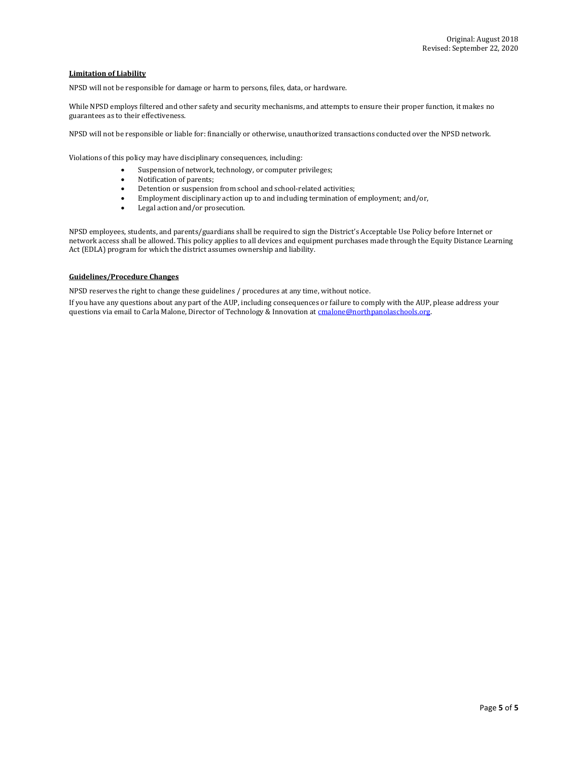Original: August 2018
Revised: September 22, 2020

**Limitation of Liability**

NPSD will not be responsible for damage or harm to persons, files, data, or hardware.

While NPSD employs filtered and other safety and security mechanisms, and attempts to ensure their proper function, it makes no guarantees as to their effectiveness.

NPSD will not be responsible or liable for: financially or otherwise, unauthorized transactions conducted over the NPSD network.

Violations of this policy may have disciplinary consequences, including:

- Suspension of network, technology, or computer privileges;
- Notification of parents;
- Detention or suspension from school and school-related activities;
- Employment disciplinary action up to and including termination of employment; and/or,
- Legal action and/or prosecution.

NPSD employees, students, and parents/guardians shall be required to sign the District's Acceptable Use Policy before Internet or network access shall be allowed. This policy applies to all devices and equipment purchases made through the Equity Distance Learning Act (EDLA) program for which the district assumes ownership and liability.

**Guidelines/Procedure Changes**

NPSD reserves the right to change these guidelines / procedures at any time, without notice.

If you have any questions about any part of the AUP, including consequences or failure to comply with the AUP, please address your questions via email to Carla Malone, Director of Technology & Innovation at cmalone@northpanolaschools.org.